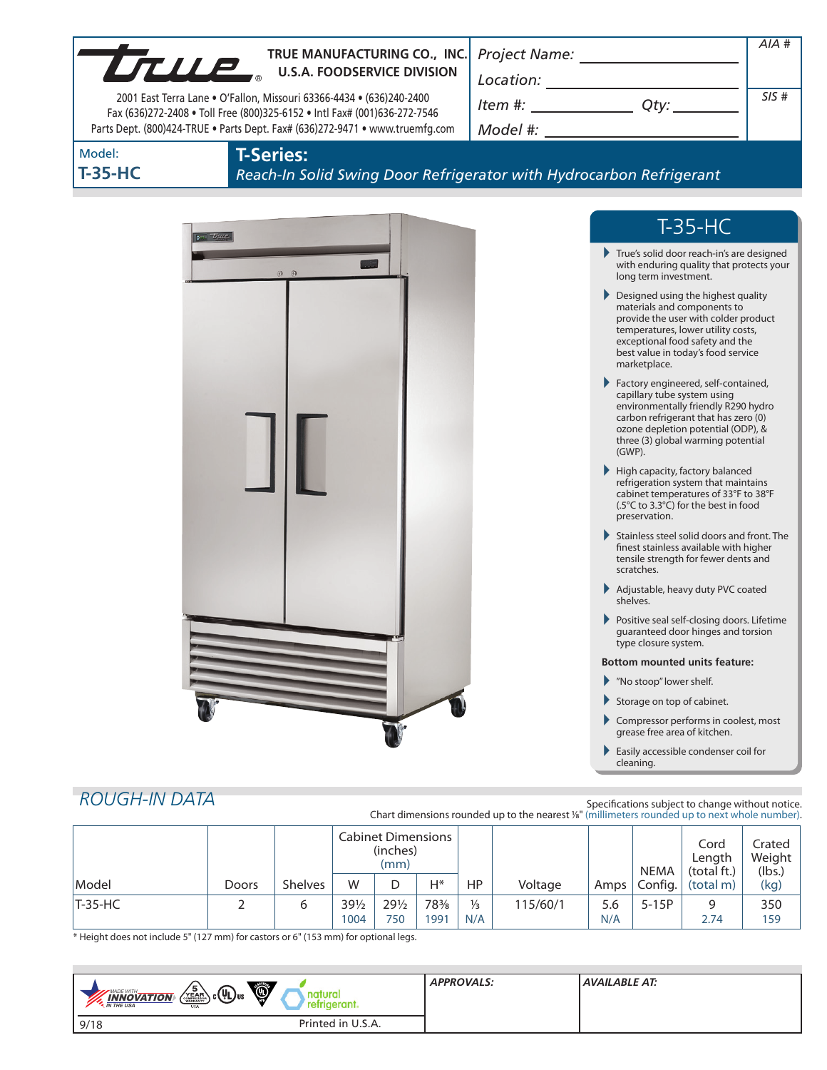TRUE MANUFACTURING CO., INC.
U.S.A. FOODSERVICE DIVISION

2001 East Terra Lane • O'Fallon, Missouri 63366-4434 • (636)240-2400
Fax (636)272-2408 • Toll Free (800)325-6152 • Intl Fax# (001)636-272-7546
Parts Dept. (800)424-TRUE • Parts Dept. Fax# (636)272-9471 • www.truemfg.com

*Project Name:* ______________________
*Location:* ______________________
*Item #:* ____________ *Qty:* ________
*Model #:* ______________________

*AIA #*

*SIS #*

Model:
**T-35-HC**

# T-Series:
*Reach-In Solid Swing Door Refrigerator with Hydrocarbon Refrigerant*

## T-35-HC

- True's solid door reach-in's are designed with enduring quality that protects your long term investment.
- Designed using the highest quality materials and components to provide the user with colder product temperatures, lower utility costs, exceptional food safety and the best value in today's food service marketplace.
- Factory engineered, self-contained, capillary tube system using environmentally friendly R290 hydro carbon refrigerant that has zero (0) ozone depletion potential (ODP), & three (3) global warming potential (GWP).
- High capacity, factory balanced refrigeration system that maintains cabinet temperatures of 33°F to 38°F (.5°C to 3.3°C) for the best in food preservation.
- Stainless steel solid doors and front. The finest stainless available with higher tensile strength for fewer dents and scratches.
- Adjustable, heavy duty PVC coated shelves.
- Positive seal self-closing doors. Lifetime guaranteed door hinges and torsion type closure system.

**Bottom mounted units feature:**

- "No stoop" lower shelf.
- Storage on top of cabinet.
- Compressor performs in coolest, most grease free area of kitchen.
- Easily accessible condenser coil for cleaning.

## *ROUGH-IN DATA*

Specifications subject to change without notice.
Chart dimensions rounded up to the nearest ⅛" (millimeters rounded up to next whole number).

| Model | Doors | Shelves | Cabinet Dimensions (inches) (mm) W | D | H* | HP | Voltage | Amps | NEMA Config. | Cord Length (total ft.) (total m) | Crated Weight (lbs.) (kg) |
|---|---|---|---|---|---|---|---|---|---|---|---|
| T-35-HC | 2 | 6 | 39½ 1004 | 29½ 750 | 78⅜ 1991 | ⅓ N/A | 115/60/1 | 5.6 N/A | 5-15P | 9 2.74 | 350 159 |

\* Height does not include 5" (127 mm) for castors or 6" (153 mm) for optional legs.

*APPROVALS:*

*AVAILABLE AT:*

9/18

Printed in U.S.A.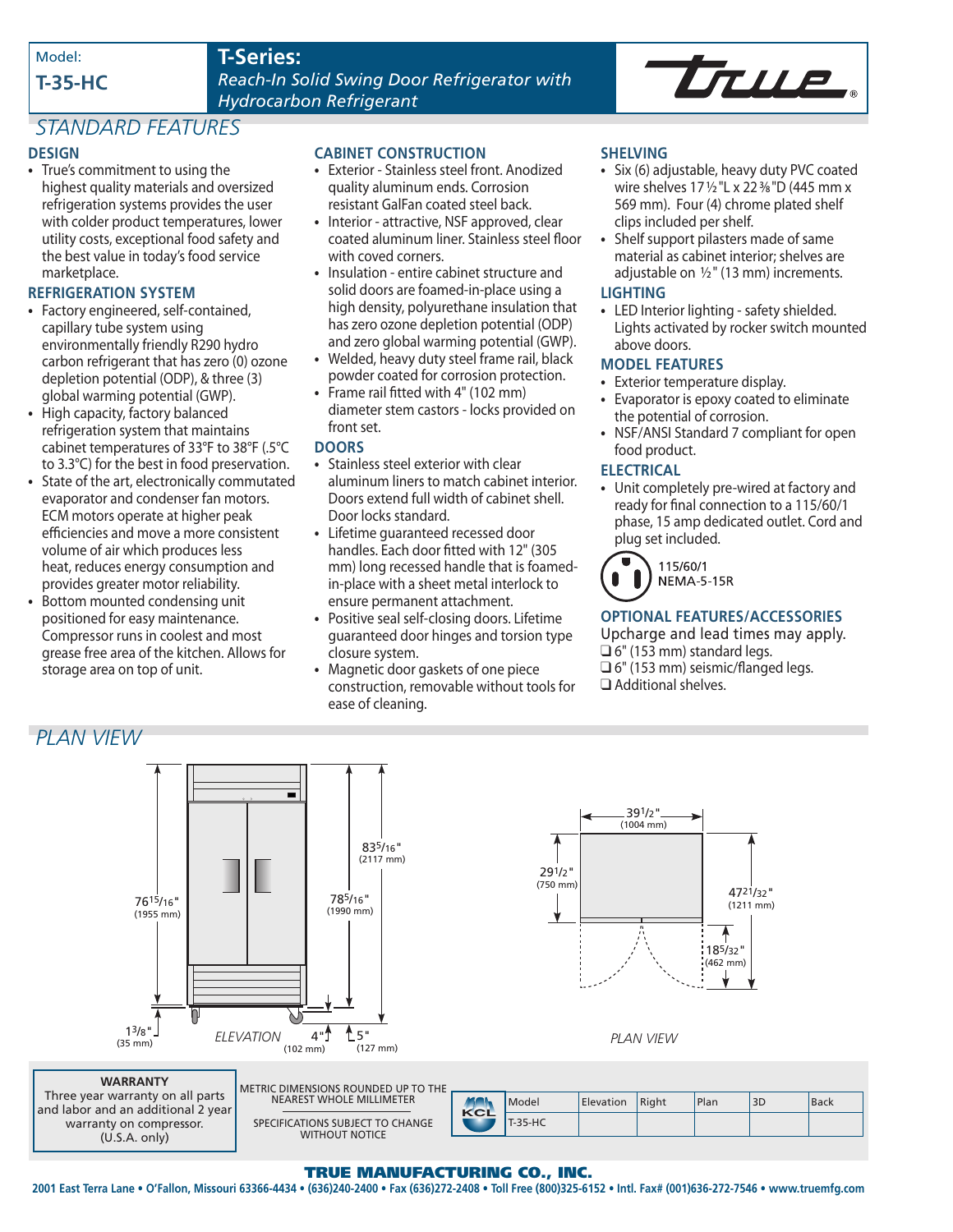Model:

**T-35-HC**

# T-Series:

*Reach-In Solid Swing Door Refrigerator with Hydrocarbon Refrigerant*

## *STANDARD FEATURES*

### DESIGN

- True's commitment to using the highest quality materials and oversized refrigeration systems provides the user with colder product temperatures, lower utility costs, exceptional food safety and the best value in today's food service marketplace.

### REFRIGERATION SYSTEM

- Factory engineered, self-contained, capillary tube system using environmentally friendly R290 hydro carbon refrigerant that has zero (0) ozone depletion potential (ODP), & three (3) global warming potential (GWP).
- High capacity, factory balanced refrigeration system that maintains cabinet temperatures of 33°F to 38°F (.5°C to 3.3°C) for the best in food preservation.
- State of the art, electronically commutated evaporator and condenser fan motors. ECM motors operate at higher peak efficiencies and move a more consistent volume of air which produces less heat, reduces energy consumption and provides greater motor reliability.
- Bottom mounted condensing unit positioned for easy maintenance. Compressor runs in coolest and most grease free area of the kitchen. Allows for storage area on top of unit.

### CABINET CONSTRUCTION

- Exterior - Stainless steel front. Anodized quality aluminum ends. Corrosion resistant GalFan coated steel back.
- Interior - attractive, NSF approved, clear coated aluminum liner. Stainless steel floor with coved corners.
- Insulation - entire cabinet structure and solid doors are foamed-in-place using a high density, polyurethane insulation that has zero ozone depletion potential (ODP) and zero global warming potential (GWP).
- Welded, heavy duty steel frame rail, black powder coated for corrosion protection.
- Frame rail fitted with 4" (102 mm) diameter stem castors - locks provided on front set.

### DOORS

- Stainless steel exterior with clear aluminum liners to match cabinet interior. Doors extend full width of cabinet shell. Door locks standard.
- Lifetime guaranteed recessed door handles. Each door fitted with 12" (305 mm) long recessed handle that is foamed-in-place with a sheet metal interlock to ensure permanent attachment.
- Positive seal self-closing doors. Lifetime guaranteed door hinges and torsion type closure system.
- Magnetic door gaskets of one piece construction, removable without tools for ease of cleaning.

### SHELVING

- Six (6) adjustable, heavy duty PVC coated wire shelves 17½"L x 22⅜"D (445 mm x 569 mm). Four (4) chrome plated shelf clips included per shelf.
- Shelf support pilasters made of same material as cabinet interior; shelves are adjustable on ½" (13 mm) increments.

### LIGHTING

- LED Interior lighting - safety shielded. Lights activated by rocker switch mounted above doors.

### MODEL FEATURES

- Exterior temperature display.
- Evaporator is epoxy coated to eliminate the potential of corrosion.
- NSF/ANSI Standard 7 compliant for open food product.

### ELECTRICAL

- Unit completely pre-wired at factory and ready for final connection to a 115/60/1 phase, 15 amp dedicated outlet. Cord and plug set included.

115/60/1
NEMA-5-15R

### OPTIONAL FEATURES/ACCESSORIES

Upcharge and lead times may apply.

- ❑ 6" (153 mm) standard legs.
- ❑ 6" (153 mm) seismic/flanged legs.
- ❑ Additional shelves.

## *PLAN VIEW*

76¹⁵/₁₆" (1955 mm)
83⁵/₁₆" (2117 mm)
78⁵/₁₆" (1990 mm)
1³/₈" (35 mm)
4" (102 mm)
5" (127 mm)
ELEVATION

39½" (1004 mm)
29½" (750 mm)
47²¹/₃₂" (1211 mm)
18⁵/₃₂" (462 mm)
PLAN VIEW

**WARRANTY**
Three year warranty on all parts and labor and an additional 2 year warranty on compressor. (U.S.A. only)

METRIC DIMENSIONS ROUNDED UP TO THE NEAREST WHOLE MILLIMETER

SPECIFICATIONS SUBJECT TO CHANGE WITHOUT NOTICE

| Model | Elevation | Right | Plan | 3D | Back |
|---|---|---|---|---|---|
| T-35-HC | | | | | |

**TRUE MANUFACTURING CO., INC.**

2001 East Terra Lane • O'Fallon, Missouri 63366-4434 • (636)240-2400 • Fax (636)272-2408 • Toll Free (800)325-6152 • Intl. Fax# (001)636-272-7546 • www.truemfg.com